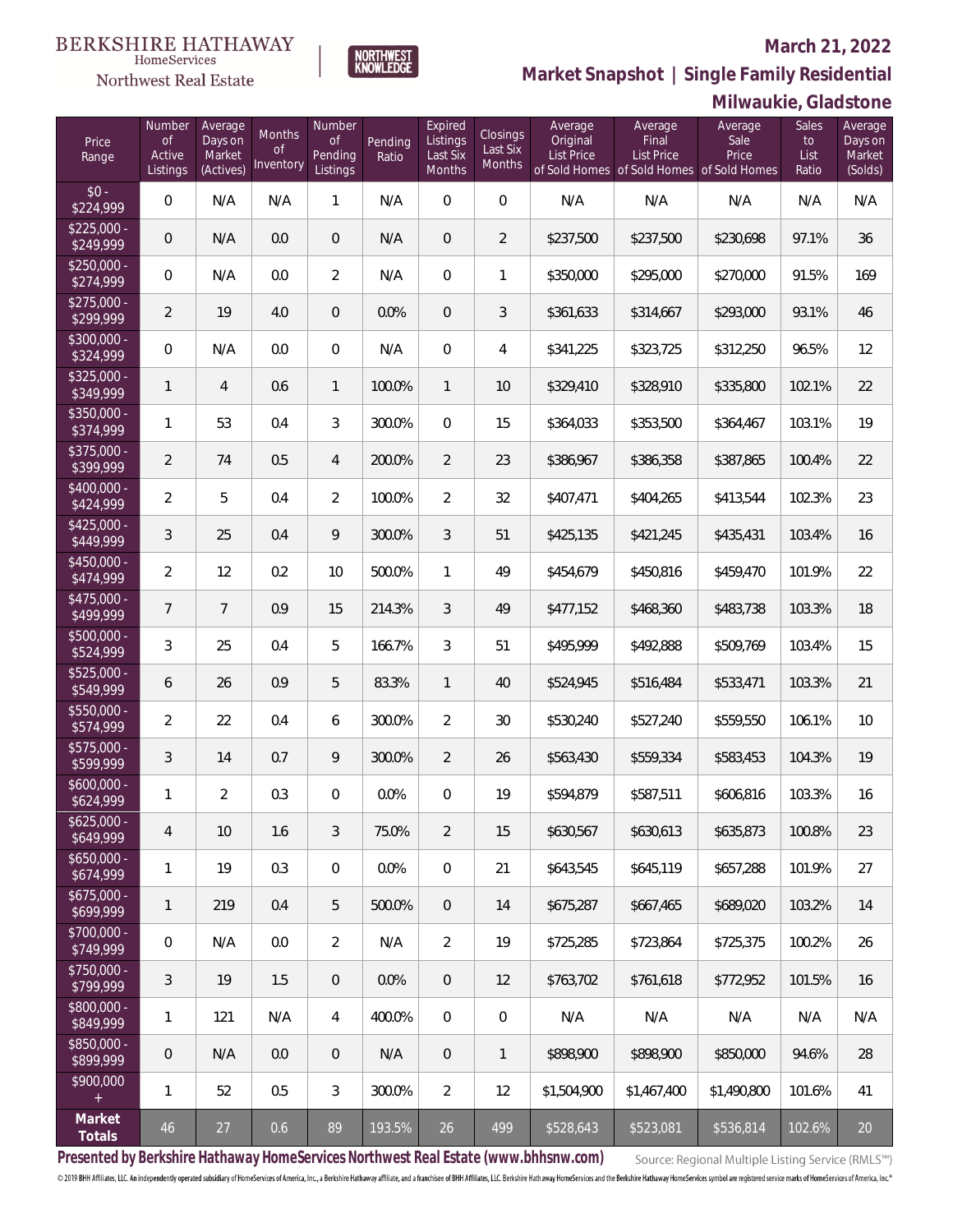BERKSHIRE HATHAWAY HomeServices Northwest Real Estate

NORTHWEST KNOWLEDGE

March 21, 2022

## Market Snapshot | Single Family Residential

## Milwaukie, Gladstone

| Price Range | Number of Active Listings | Average Days on Market (Actives) | Months of Inventory | Number of Pending Listings | Pending Ratio | Expired Listings Last Six Months | Closings Last Six Months | Average Original List Price of Sold Homes | Average Final List Price of Sold Homes | Average Sale Price of Sold Homes | Sales to List Ratio | Average Days on Market (Solds) |
|---|---|---|---|---|---|---|---|---|---|---|---|---|
| $0 - $224,999 | 0 | N/A | N/A | 1 | N/A | 0 | 0 | N/A | N/A | N/A | N/A | N/A |
| $225,000 - $249,999 | 0 | N/A | 0.0 | 0 | N/A | 0 | 2 | $237,500 | $237,500 | $230,698 | 97.1% | 36 |
| $250,000 - $274,999 | 0 | N/A | 0.0 | 2 | N/A | 0 | 1 | $350,000 | $295,000 | $270,000 | 91.5% | 169 |
| $275,000 - $299,999 | 2 | 19 | 4.0 | 0 | 0.0% | 0 | 3 | $361,633 | $314,667 | $293,000 | 93.1% | 46 |
| $300,000 - $324,999 | 0 | N/A | 0.0 | 0 | N/A | 0 | 4 | $341,225 | $323,725 | $312,250 | 96.5% | 12 |
| $325,000 - $349,999 | 1 | 4 | 0.6 | 1 | 100.0% | 1 | 10 | $329,410 | $328,910 | $335,800 | 102.1% | 22 |
| $350,000 - $374,999 | 1 | 53 | 0.4 | 3 | 300.0% | 0 | 15 | $364,033 | $353,500 | $364,467 | 103.1% | 19 |
| $375,000 - $399,999 | 2 | 74 | 0.5 | 4 | 200.0% | 2 | 23 | $386,967 | $386,358 | $387,865 | 100.4% | 22 |
| $400,000 - $424,999 | 2 | 5 | 0.4 | 2 | 100.0% | 2 | 32 | $407,471 | $404,265 | $413,544 | 102.3% | 23 |
| $425,000 - $449,999 | 3 | 25 | 0.4 | 9 | 300.0% | 3 | 51 | $425,135 | $421,245 | $435,431 | 103.4% | 16 |
| $450,000 - $474,999 | 2 | 12 | 0.2 | 10 | 500.0% | 1 | 49 | $454,679 | $450,816 | $459,470 | 101.9% | 22 |
| $475,000 - $499,999 | 7 | 7 | 0.9 | 15 | 214.3% | 3 | 49 | $477,152 | $468,360 | $483,738 | 103.3% | 18 |
| $500,000 - $524,999 | 3 | 25 | 0.4 | 5 | 166.7% | 3 | 51 | $495,999 | $492,888 | $509,769 | 103.4% | 15 |
| $525,000 - $549,999 | 6 | 26 | 0.9 | 5 | 83.3% | 1 | 40 | $524,945 | $516,484 | $533,471 | 103.3% | 21 |
| $550,000 - $574,999 | 2 | 22 | 0.4 | 6 | 300.0% | 2 | 30 | $530,240 | $527,240 | $559,550 | 106.1% | 10 |
| $575,000 - $599,999 | 3 | 14 | 0.7 | 9 | 300.0% | 2 | 26 | $563,430 | $559,334 | $583,453 | 104.3% | 19 |
| $600,000 - $624,999 | 1 | 2 | 0.3 | 0 | 0.0% | 0 | 19 | $594,879 | $587,511 | $606,816 | 103.3% | 16 |
| $625,000 - $649,999 | 4 | 10 | 1.6 | 3 | 75.0% | 2 | 15 | $630,567 | $630,613 | $635,873 | 100.8% | 23 |
| $650,000 - $674,999 | 1 | 19 | 0.3 | 0 | 0.0% | 0 | 21 | $643,545 | $645,119 | $657,288 | 101.9% | 27 |
| $675,000 - $699,999 | 1 | 219 | 0.4 | 5 | 500.0% | 0 | 14 | $675,287 | $667,465 | $689,020 | 103.2% | 14 |
| $700,000 - $749,999 | 0 | N/A | 0.0 | 2 | N/A | 2 | 19 | $725,285 | $723,864 | $725,375 | 100.2% | 26 |
| $750,000 - $799,999 | 3 | 19 | 1.5 | 0 | 0.0% | 0 | 12 | $763,702 | $761,618 | $772,952 | 101.5% | 16 |
| $800,000 - $849,999 | 1 | 121 | N/A | 4 | 400.0% | 0 | 0 | N/A | N/A | N/A | N/A | N/A |
| $850,000 - $899,999 | 0 | N/A | 0.0 | 0 | N/A | 0 | 1 | $898,900 | $898,900 | $850,000 | 94.6% | 28 |
| $900,000 + | 1 | 52 | 0.5 | 3 | 300.0% | 2 | 12 | $1,504,900 | $1,467,400 | $1,490,800 | 101.6% | 41 |
| **Market Totals** | 46 | 27 | 0.6 | 89 | 193.5% | 26 | 499 | $528,643 | $523,081 | $536,814 | 102.6% | 20 |

**Presented by Berkshire Hathaway HomeServices Northwest Real Estate (www.bhhsnw.com)**

Source: Regional Multiple Listing Service (RMLS™)

© 2019 BHH Affiliates, LLC. An independently operated subsidiary of HomeServices of America, Inc., a Berkshire Hathaway affiliate, and a franchisee of BHH Affiliates, LLC. Berkshire Hathaway HomeServices and the Berkshire Hathaway HomeServices symbol are registered service marks of HomeServices of America, Inc.®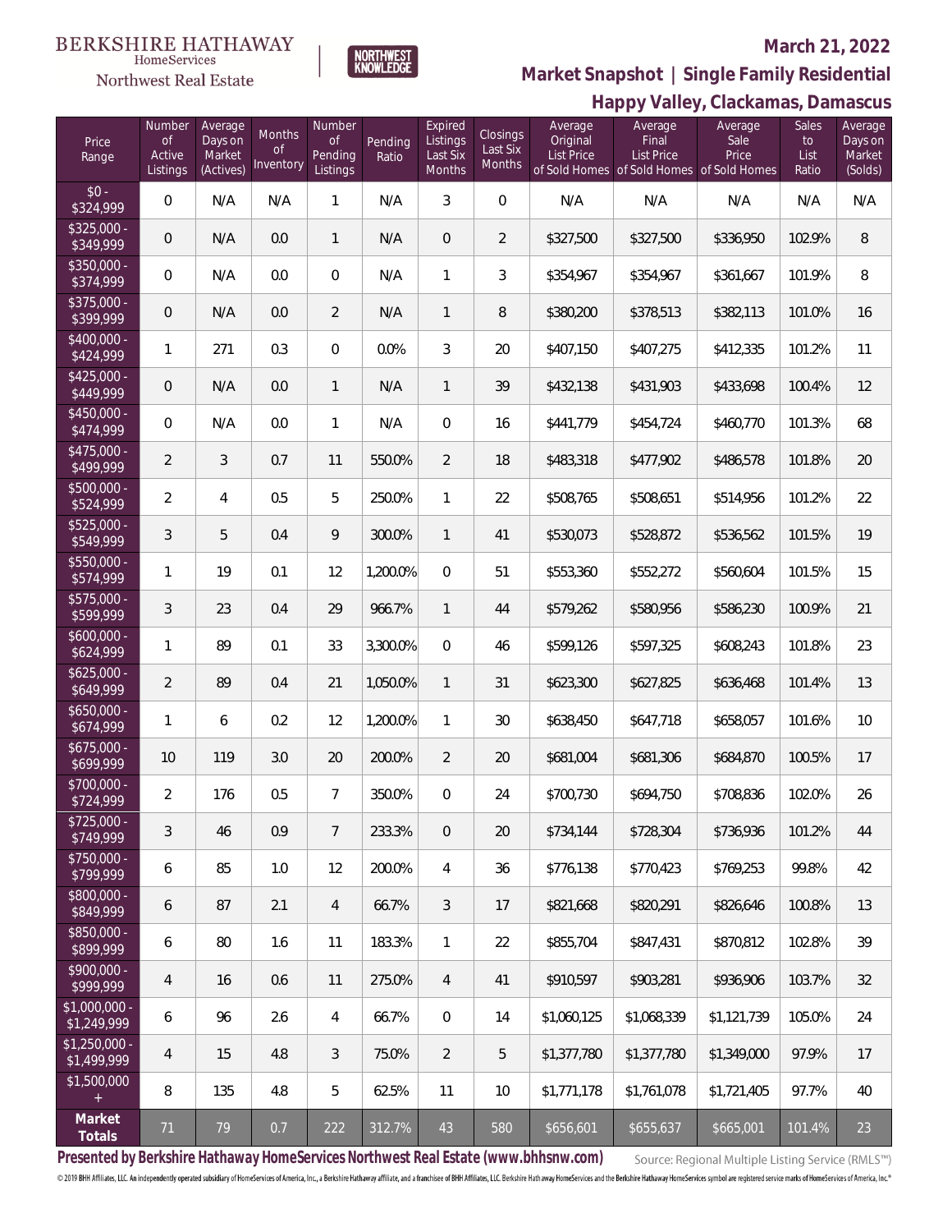BERKSHIRE HATHAWAY HomeServices Northwest Real Estate

NORTHWEST KNOWLEDGE

# March 21, 2022

## Market Snapshot | Single Family Residential

## Happy Valley, Clackamas, Damascus

| Price Range | Number of Active Listings | Average Days on Market (Actives) | Months of Inventory | Number of Pending Listings | Pending Ratio | Expired Listings Last Six Months | Closings Last Six Months | Average Original List Price of Sold Homes | Average Final List Price of Sold Homes | Average Sale Price of Sold Homes | Sales to List Ratio | Average Days on Market (Solds) |
|---|---|---|---|---|---|---|---|---|---|---|---|---|
| $0 - $324,999 | 0 | N/A | N/A | 1 | N/A | 3 | 0 | N/A | N/A | N/A | N/A | N/A |
| $325,000 - $349,999 | 0 | N/A | 0.0 | 1 | N/A | 0 | 2 | $327,500 | $327,500 | $336,950 | 102.9% | 8 |
| $350,000 - $374,999 | 0 | N/A | 0.0 | 0 | N/A | 1 | 3 | $354,967 | $354,967 | $361,667 | 101.9% | 8 |
| $375,000 - $399,999 | 0 | N/A | 0.0 | 2 | N/A | 1 | 8 | $380,200 | $378,513 | $382,113 | 101.0% | 16 |
| $400,000 - $424,999 | 1 | 271 | 0.3 | 0 | 0.0% | 3 | 20 | $407,150 | $407,275 | $412,335 | 101.2% | 11 |
| $425,000 - $449,999 | 0 | N/A | 0.0 | 1 | N/A | 1 | 39 | $432,138 | $431,903 | $433,698 | 100.4% | 12 |
| $450,000 - $474,999 | 0 | N/A | 0.0 | 1 | N/A | 0 | 16 | $441,779 | $454,724 | $460,770 | 101.3% | 68 |
| $475,000 - $499,999 | 2 | 3 | 0.7 | 11 | 550.0% | 2 | 18 | $483,318 | $477,902 | $486,578 | 101.8% | 20 |
| $500,000 - $524,999 | 2 | 4 | 0.5 | 5 | 250.0% | 1 | 22 | $508,765 | $508,651 | $514,956 | 101.2% | 22 |
| $525,000 - $549,999 | 3 | 5 | 0.4 | 9 | 300.0% | 1 | 41 | $530,073 | $528,872 | $536,562 | 101.5% | 19 |
| $550,000 - $574,999 | 1 | 19 | 0.1 | 12 | 1,200.0% | 0 | 51 | $553,360 | $552,272 | $560,604 | 101.5% | 15 |
| $575,000 - $599,999 | 3 | 23 | 0.4 | 29 | 966.7% | 1 | 44 | $579,262 | $580,956 | $586,230 | 100.9% | 21 |
| $600,000 - $624,999 | 1 | 89 | 0.1 | 33 | 3,300.0% | 0 | 46 | $599,126 | $597,325 | $608,243 | 101.8% | 23 |
| $625,000 - $649,999 | 2 | 89 | 0.4 | 21 | 1,050.0% | 1 | 31 | $623,300 | $627,825 | $636,468 | 101.4% | 13 |
| $650,000 - $674,999 | 1 | 6 | 0.2 | 12 | 1,200.0% | 1 | 30 | $638,450 | $647,718 | $658,057 | 101.6% | 10 |
| $675,000 - $699,999 | 10 | 119 | 3.0 | 20 | 200.0% | 2 | 20 | $681,004 | $681,306 | $684,870 | 100.5% | 17 |
| $700,000 - $724,999 | 2 | 176 | 0.5 | 7 | 350.0% | 0 | 24 | $700,730 | $694,750 | $708,836 | 102.0% | 26 |
| $725,000 - $749,999 | 3 | 46 | 0.9 | 7 | 233.3% | 0 | 20 | $734,144 | $728,304 | $736,936 | 101.2% | 44 |
| $750,000 - $799,999 | 6 | 85 | 1.0 | 12 | 200.0% | 4 | 36 | $776,138 | $770,423 | $769,253 | 99.8% | 42 |
| $800,000 - $849,999 | 6 | 87 | 2.1 | 4 | 66.7% | 3 | 17 | $821,668 | $820,291 | $826,646 | 100.8% | 13 |
| $850,000 - $899,999 | 6 | 80 | 1.6 | 11 | 183.3% | 1 | 22 | $855,704 | $847,431 | $870,812 | 102.8% | 39 |
| $900,000 - $999,999 | 4 | 16 | 0.6 | 11 | 275.0% | 4 | 41 | $910,597 | $903,281 | $936,906 | 103.7% | 32 |
| $1,000,000 - $1,249,999 | 6 | 96 | 2.6 | 4 | 66.7% | 0 | 14 | $1,060,125 | $1,068,339 | $1,121,739 | 105.0% | 24 |
| $1,250,000 - $1,499,999 | 4 | 15 | 4.8 | 3 | 75.0% | 2 | 5 | $1,377,780 | $1,377,780 | $1,349,000 | 97.9% | 17 |
| $1,500,000 + | 8 | 135 | 4.8 | 5 | 62.5% | 11 | 10 | $1,771,178 | $1,761,078 | $1,721,405 | 97.7% | 40 |
| **Market Totals** | 71 | 79 | 0.7 | 222 | 312.7% | 43 | 580 | $656,601 | $655,637 | $665,001 | 101.4% | 23 |

**Presented by Berkshire Hathaway HomeServices Northwest Real Estate (www.bhhsnw.com)**

Source: Regional Multiple Listing Service (RMLS™)

© 2019 BHH Affiliates, LLC. An independently operated subsidiary of HomeServices of America, Inc., a Berkshire Hathaway affiliate, and a franchisee of BHH Affiliates, LLC. Berkshire Hathaway HomeServices and the Berkshire Hathaway HomeServices symbol are registered service marks of HomeServices of America, Inc.®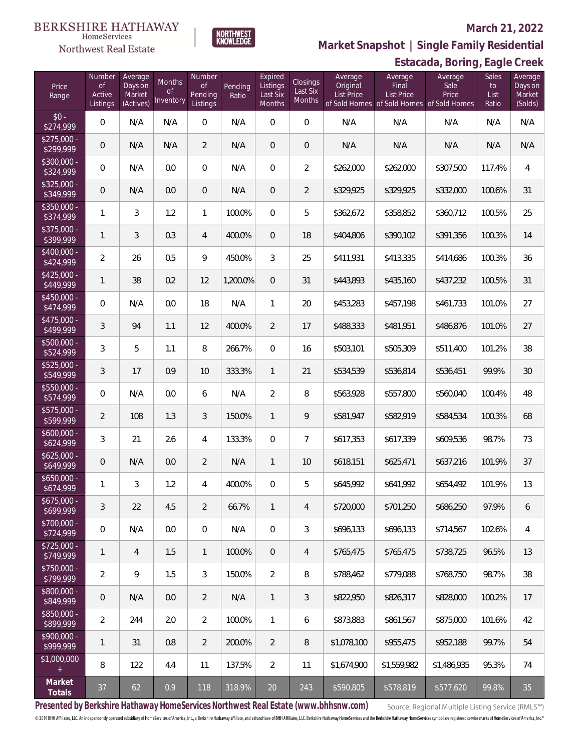BERKSHIRE HATHAWAY HomeServices Northwest Real Estate

NORTHWEST KNOWLEDGE

**March 21, 2022**

## Market Snapshot | Single Family Residential

## Estacada, Boring, Eagle Creek

| Price Range | Number of Active Listings | Average Days on Market (Actives) | Months of Inventory | Number of Pending Listings | Pending Ratio | Expired Listings Last Six Months | Closings Last Six Months | Average Original List Price of Sold Homes | Average Final List Price of Sold Homes | Average Sale Price of Sold Homes | Sales to List Ratio | Average Days on Market (Solds) |
|---|---|---|---|---|---|---|---|---|---|---|---|---|
| $0 - $274,999 | 0 | N/A | N/A | 0 | N/A | 0 | 0 | N/A | N/A | N/A | N/A | N/A |
| $275,000 - $299,999 | 0 | N/A | N/A | 2 | N/A | 0 | 0 | N/A | N/A | N/A | N/A | N/A |
| $300,000 - $324,999 | 0 | N/A | 0.0 | 0 | N/A | 0 | 2 | $262,000 | $262,000 | $307,500 | 117.4% | 4 |
| $325,000 - $349,999 | 0 | N/A | 0.0 | 0 | N/A | 0 | 2 | $329,925 | $329,925 | $332,000 | 100.6% | 31 |
| $350,000 - $374,999 | 1 | 3 | 1.2 | 1 | 100.0% | 0 | 5 | $362,672 | $358,852 | $360,712 | 100.5% | 25 |
| $375,000 - $399,999 | 1 | 3 | 0.3 | 4 | 400.0% | 0 | 18 | $404,806 | $390,102 | $391,356 | 100.3% | 14 |
| $400,000 - $424,999 | 2 | 26 | 0.5 | 9 | 450.0% | 3 | 25 | $411,931 | $413,335 | $414,686 | 100.3% | 36 |
| $425,000 - $449,999 | 1 | 38 | 0.2 | 12 | 1,200.0% | 0 | 31 | $443,893 | $435,160 | $437,232 | 100.5% | 31 |
| $450,000 - $474,999 | 0 | N/A | 0.0 | 18 | N/A | 1 | 20 | $453,283 | $457,198 | $461,733 | 101.0% | 27 |
| $475,000 - $499,999 | 3 | 94 | 1.1 | 12 | 400.0% | 2 | 17 | $488,333 | $481,951 | $486,876 | 101.0% | 27 |
| $500,000 - $524,999 | 3 | 5 | 1.1 | 8 | 266.7% | 0 | 16 | $503,101 | $505,309 | $511,400 | 101.2% | 38 |
| $525,000 - $549,999 | 3 | 17 | 0.9 | 10 | 333.3% | 1 | 21 | $534,539 | $536,814 | $536,451 | 99.9% | 30 |
| $550,000 - $574,999 | 0 | N/A | 0.0 | 6 | N/A | 2 | 8 | $563,928 | $557,800 | $560,040 | 100.4% | 48 |
| $575,000 - $599,999 | 2 | 108 | 1.3 | 3 | 150.0% | 1 | 9 | $581,947 | $582,919 | $584,534 | 100.3% | 68 |
| $600,000 - $624,999 | 3 | 21 | 2.6 | 4 | 133.3% | 0 | 7 | $617,353 | $617,339 | $609,536 | 98.7% | 73 |
| $625,000 - $649,999 | 0 | N/A | 0.0 | 2 | N/A | 1 | 10 | $618,151 | $625,471 | $637,216 | 101.9% | 37 |
| $650,000 - $674,999 | 1 | 3 | 1.2 | 4 | 400.0% | 0 | 5 | $645,992 | $641,992 | $654,492 | 101.9% | 13 |
| $675,000 - $699,999 | 3 | 22 | 4.5 | 2 | 66.7% | 1 | 4 | $720,000 | $701,250 | $686,250 | 97.9% | 6 |
| $700,000 - $724,999 | 0 | N/A | 0.0 | 0 | N/A | 0 | 3 | $696,133 | $696,133 | $714,567 | 102.6% | 4 |
| $725,000 - $749,999 | 1 | 4 | 1.5 | 1 | 100.0% | 0 | 4 | $765,475 | $765,475 | $738,725 | 96.5% | 13 |
| $750,000 - $799,999 | 2 | 9 | 1.5 | 3 | 150.0% | 2 | 8 | $788,462 | $779,088 | $768,750 | 98.7% | 38 |
| $800,000 - $849,999 | 0 | N/A | 0.0 | 2 | N/A | 1 | 3 | $822,950 | $826,317 | $828,000 | 100.2% | 17 |
| $850,000 - $899,999 | 2 | 244 | 2.0 | 2 | 100.0% | 1 | 6 | $873,883 | $861,567 | $875,000 | 101.6% | 42 |
| $900,000 - $999,999 | 1 | 31 | 0.8 | 2 | 200.0% | 2 | 8 | $1,078,100 | $955,475 | $952,188 | 99.7% | 54 |
| $1,000,000 + | 8 | 122 | 4.4 | 11 | 137.5% | 2 | 11 | $1,674,900 | $1,559,982 | $1,486,935 | 95.3% | 74 |
| **Market Totals** | 37 | 62 | 0.9 | 118 | 318.9% | 20 | 243 | $590,805 | $578,819 | $577,620 | 99.8% | 35 |

**Presented by Berkshire Hathaway HomeServices Northwest Real Estate (www.bhhsnw.com)**

Source: Regional Multiple Listing Service (RMLS™)

© 2019 BHH Affiliates, LLC. An independently operated subsidiary of HomeServices of America, Inc., a Berkshire Hathaway affiliate, and a franchisee of BHH Affiliates, LLC. Berkshire Hathaway HomeServices and the Berkshire Hathaway HomeServices symbol are registered service marks of HomeServices of America, Inc.®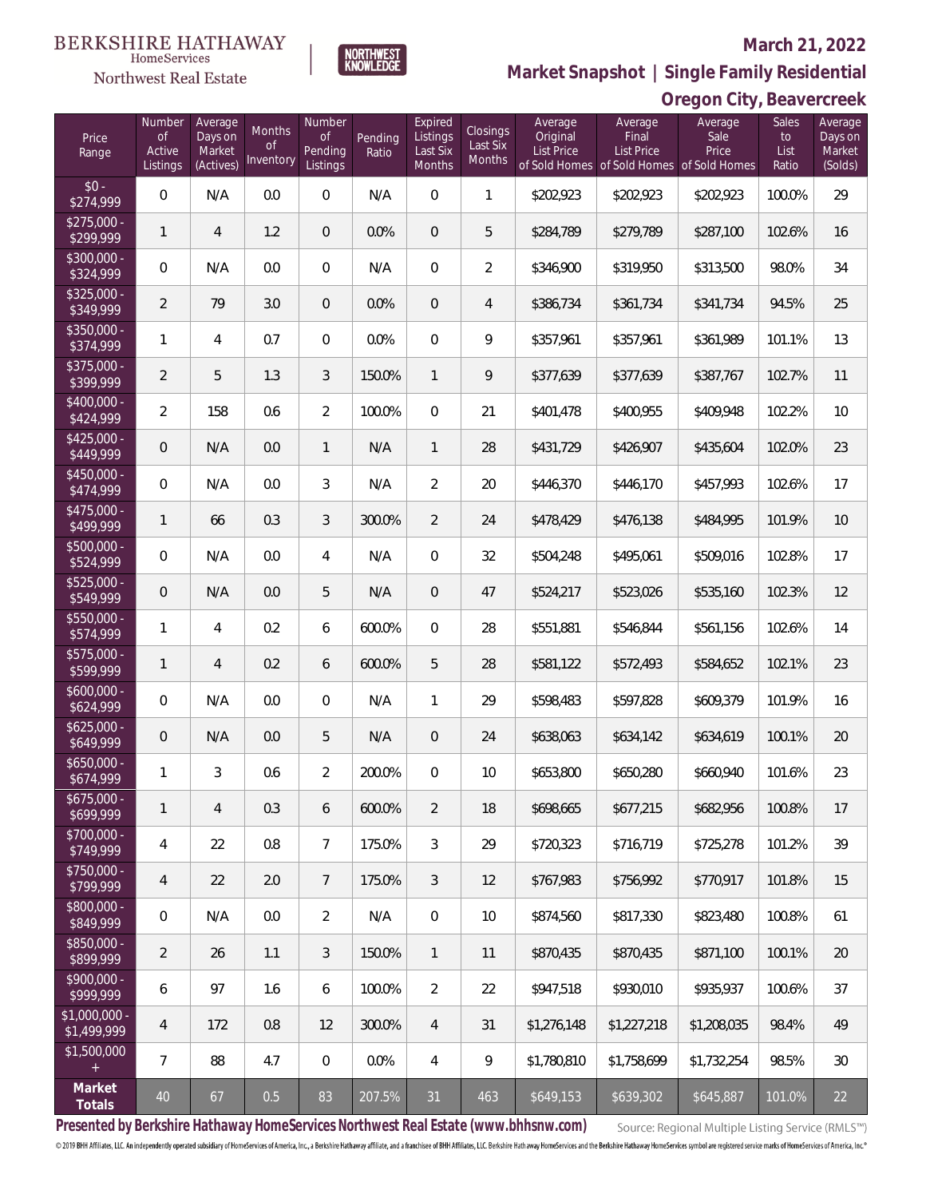BERKSHIRE HATHAWAY HomeServices Northwest Real Estate | NORTHWEST KNOWLEDGE

**March 21, 2022**

**Market Snapshot | Single Family Residential**

**Oregon City, Beavercreek**

| Price Range | Number of Active Listings | Average Days on Market (Actives) | Months of Inventory | Number of Pending Listings | Pending Ratio | Expired Listings Last Six Months | Closings Last Six Months | Average Original List Price of Sold Homes | Average Final List Price of Sold Homes | Average Sale Price of Sold Homes | Sales to List Ratio | Average Days on Market (Solds) |
|---|---|---|---|---|---|---|---|---|---|---|---|---|
| $0 - $274,999 | 0 | N/A | 0.0 | 0 | N/A | 0 | 1 | $202,923 | $202,923 | $202,923 | 100.0% | 29 |
| $275,000 - $299,999 | 1 | 4 | 1.2 | 0 | 0.0% | 0 | 5 | $284,789 | $279,789 | $287,100 | 102.6% | 16 |
| $300,000 - $324,999 | 0 | N/A | 0.0 | 0 | N/A | 0 | 2 | $346,900 | $319,950 | $313,500 | 98.0% | 34 |
| $325,000 - $349,999 | 2 | 79 | 3.0 | 0 | 0.0% | 0 | 4 | $386,734 | $361,734 | $341,734 | 94.5% | 25 |
| $350,000 - $374,999 | 1 | 4 | 0.7 | 0 | 0.0% | 0 | 9 | $357,961 | $357,961 | $361,989 | 101.1% | 13 |
| $375,000 - $399,999 | 2 | 5 | 1.3 | 3 | 150.0% | 1 | 9 | $377,639 | $377,639 | $387,767 | 102.7% | 11 |
| $400,000 - $424,999 | 2 | 158 | 0.6 | 2 | 100.0% | 0 | 21 | $401,478 | $400,955 | $409,948 | 102.2% | 10 |
| $425,000 - $449,999 | 0 | N/A | 0.0 | 1 | N/A | 1 | 28 | $431,729 | $426,907 | $435,604 | 102.0% | 23 |
| $450,000 - $474,999 | 0 | N/A | 0.0 | 3 | N/A | 2 | 20 | $446,370 | $446,170 | $457,993 | 102.6% | 17 |
| $475,000 - $499,999 | 1 | 66 | 0.3 | 3 | 300.0% | 2 | 24 | $478,429 | $476,138 | $484,995 | 101.9% | 10 |
| $500,000 - $524,999 | 0 | N/A | 0.0 | 4 | N/A | 0 | 32 | $504,248 | $495,061 | $509,016 | 102.8% | 17 |
| $525,000 - $549,999 | 0 | N/A | 0.0 | 5 | N/A | 0 | 47 | $524,217 | $523,026 | $535,160 | 102.3% | 12 |
| $550,000 - $574,999 | 1 | 4 | 0.2 | 6 | 600.0% | 0 | 28 | $551,881 | $546,844 | $561,156 | 102.6% | 14 |
| $575,000 - $599,999 | 1 | 4 | 0.2 | 6 | 600.0% | 5 | 28 | $581,122 | $572,493 | $584,652 | 102.1% | 23 |
| $600,000 - $624,999 | 0 | N/A | 0.0 | 0 | N/A | 1 | 29 | $598,483 | $597,828 | $609,379 | 101.9% | 16 |
| $625,000 - $649,999 | 0 | N/A | 0.0 | 5 | N/A | 0 | 24 | $638,063 | $634,142 | $634,619 | 100.1% | 20 |
| $650,000 - $674,999 | 1 | 3 | 0.6 | 2 | 200.0% | 0 | 10 | $653,800 | $650,280 | $660,940 | 101.6% | 23 |
| $675,000 - $699,999 | 1 | 4 | 0.3 | 6 | 600.0% | 2 | 18 | $698,665 | $677,215 | $682,956 | 100.8% | 17 |
| $700,000 - $749,999 | 4 | 22 | 0.8 | 7 | 175.0% | 3 | 29 | $720,323 | $716,719 | $725,278 | 101.2% | 39 |
| $750,000 - $799,999 | 4 | 22 | 2.0 | 7 | 175.0% | 3 | 12 | $767,983 | $756,992 | $770,917 | 101.8% | 15 |
| $800,000 - $849,999 | 0 | N/A | 0.0 | 2 | N/A | 0 | 10 | $874,560 | $817,330 | $823,480 | 100.8% | 61 |
| $850,000 - $899,999 | 2 | 26 | 1.1 | 3 | 150.0% | 1 | 11 | $870,435 | $870,435 | $871,100 | 100.1% | 20 |
| $900,000 - $999,999 | 6 | 97 | 1.6 | 6 | 100.0% | 2 | 22 | $947,518 | $930,010 | $935,937 | 100.6% | 37 |
| $1,000,000 - $1,499,999 | 4 | 172 | 0.8 | 12 | 300.0% | 4 | 31 | $1,276,148 | $1,227,218 | $1,208,035 | 98.4% | 49 |
| $1,500,000 + | 7 | 88 | 4.7 | 0 | 0.0% | 4 | 9 | $1,780,810 | $1,758,699 | $1,732,254 | 98.5% | 30 |
| **Market Totals** | 40 | 67 | 0.5 | 83 | 207.5% | 31 | 463 | $649,153 | $639,302 | $645,887 | 101.0% | 22 |

**Presented by Berkshire Hathaway HomeServices Northwest Real Estate (www.bhhsnw.com)**

Source: Regional Multiple Listing Service (RMLS™)

© 2019 BHH Affiliates, LLC. An independently operated subsidiary of HomeServices of America, Inc., a Berkshire Hathaway affiliate, and a franchisee of BHH Affiliates, LLC. Berkshire Hathaway HomeServices and the Berkshire Hathaway HomeServices symbol are registered service marks of HomeServices of America, Inc.®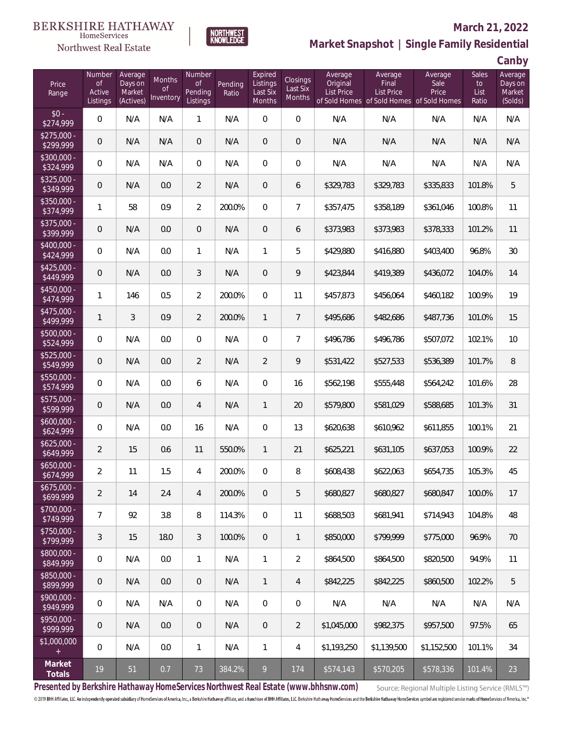BERKSHIRE HATHAWAY HomeServices Northwest Real Estate

NORTHWEST KNOWLEDGE

# March 21, 2022

## Market Snapshot | Single Family Residential

## Canby

| Price Range | Number of Active Listings | Average Days on Market (Actives) | Months of Inventory | Number of Pending Listings | Pending Ratio | Expired Listings Last Six Months | Closings Last Six Months | Average Original List Price of Sold Homes | Average Final List Price of Sold Homes | Average Sale Price of Sold Homes | Sales to List Ratio | Average Days on Market (Solds) |
|---|---|---|---|---|---|---|---|---|---|---|---|---|
| $0 - $274,999 | 0 | N/A | N/A | 1 | N/A | 0 | 0 | N/A | N/A | N/A | N/A | N/A |
| $275,000 - $299,999 | 0 | N/A | N/A | 0 | N/A | 0 | 0 | N/A | N/A | N/A | N/A | N/A |
| $300,000 - $324,999 | 0 | N/A | N/A | 0 | N/A | 0 | 0 | N/A | N/A | N/A | N/A | N/A |
| $325,000 - $349,999 | 0 | N/A | 0.0 | 2 | N/A | 0 | 6 | $329,783 | $329,783 | $335,833 | 101.8% | 5 |
| $350,000 - $374,999 | 1 | 58 | 0.9 | 2 | 200.0% | 0 | 7 | $357,475 | $358,189 | $361,046 | 100.8% | 11 |
| $375,000 - $399,999 | 0 | N/A | 0.0 | 0 | N/A | 0 | 6 | $373,983 | $373,983 | $378,333 | 101.2% | 11 |
| $400,000 - $424,999 | 0 | N/A | 0.0 | 1 | N/A | 1 | 5 | $429,880 | $416,880 | $403,400 | 96.8% | 30 |
| $425,000 - $449,999 | 0 | N/A | 0.0 | 3 | N/A | 0 | 9 | $423,844 | $419,389 | $436,072 | 104.0% | 14 |
| $450,000 - $474,999 | 1 | 146 | 0.5 | 2 | 200.0% | 0 | 11 | $457,873 | $456,064 | $460,182 | 100.9% | 19 |
| $475,000 - $499,999 | 1 | 3 | 0.9 | 2 | 200.0% | 1 | 7 | $495,686 | $482,686 | $487,736 | 101.0% | 15 |
| $500,000 - $524,999 | 0 | N/A | 0.0 | 0 | N/A | 0 | 7 | $496,786 | $496,786 | $507,072 | 102.1% | 10 |
| $525,000 - $549,999 | 0 | N/A | 0.0 | 2 | N/A | 2 | 9 | $531,422 | $527,533 | $536,389 | 101.7% | 8 |
| $550,000 - $574,999 | 0 | N/A | 0.0 | 6 | N/A | 0 | 16 | $562,198 | $555,448 | $564,242 | 101.6% | 28 |
| $575,000 - $599,999 | 0 | N/A | 0.0 | 4 | N/A | 1 | 20 | $579,800 | $581,029 | $588,685 | 101.3% | 31 |
| $600,000 - $624,999 | 0 | N/A | 0.0 | 16 | N/A | 0 | 13 | $620,638 | $610,962 | $611,855 | 100.1% | 21 |
| $625,000 - $649,999 | 2 | 15 | 0.6 | 11 | 550.0% | 1 | 21 | $625,221 | $631,105 | $637,053 | 100.9% | 22 |
| $650,000 - $674,999 | 2 | 11 | 1.5 | 4 | 200.0% | 0 | 8 | $608,438 | $622,063 | $654,735 | 105.3% | 45 |
| $675,000 - $699,999 | 2 | 14 | 2.4 | 4 | 200.0% | 0 | 5 | $680,827 | $680,827 | $680,847 | 100.0% | 17 |
| $700,000 - $749,999 | 7 | 92 | 3.8 | 8 | 114.3% | 0 | 11 | $688,503 | $681,941 | $714,943 | 104.8% | 48 |
| $750,000 - $799,999 | 3 | 15 | 18.0 | 3 | 100.0% | 0 | 1 | $850,000 | $799,999 | $775,000 | 96.9% | 70 |
| $800,000 - $849,999 | 0 | N/A | 0.0 | 1 | N/A | 1 | 2 | $864,500 | $864,500 | $820,500 | 94.9% | 11 |
| $850,000 - $899,999 | 0 | N/A | 0.0 | 0 | N/A | 1 | 4 | $842,225 | $842,225 | $860,500 | 102.2% | 5 |
| $900,000 - $949,999 | 0 | N/A | N/A | 0 | N/A | 0 | 0 | N/A | N/A | N/A | N/A | N/A |
| $950,000 - $999,999 | 0 | N/A | 0.0 | 0 | N/A | 0 | 2 | $1,045,000 | $982,375 | $957,500 | 97.5% | 65 |
| $1,000,000 + | 0 | N/A | 0.0 | 1 | N/A | 1 | 4 | $1,193,250 | $1,139,500 | $1,152,500 | 101.1% | 34 |
| **Market Totals** | 19 | 51 | 0.7 | 73 | 384.2% | 9 | 174 | $574,143 | $570,205 | $578,336 | 101.4% | 23 |

**Presented by Berkshire Hathaway HomeServices Northwest Real Estate (www.bhhsnw.com)**

Source: Regional Multiple Listing Service (RMLS™)

© 2019 BHH Affiliates, LLC. An independently operated subsidiary of HomeServices of America, Inc., a Berkshire Hathaway affiliate, and a franchisee of BHH Affiliates, LLC. Berkshire Hathaway HomeServices and the Berkshire Hathaway HomeServices symbol are registered service marks of HomeServices of America, Inc.®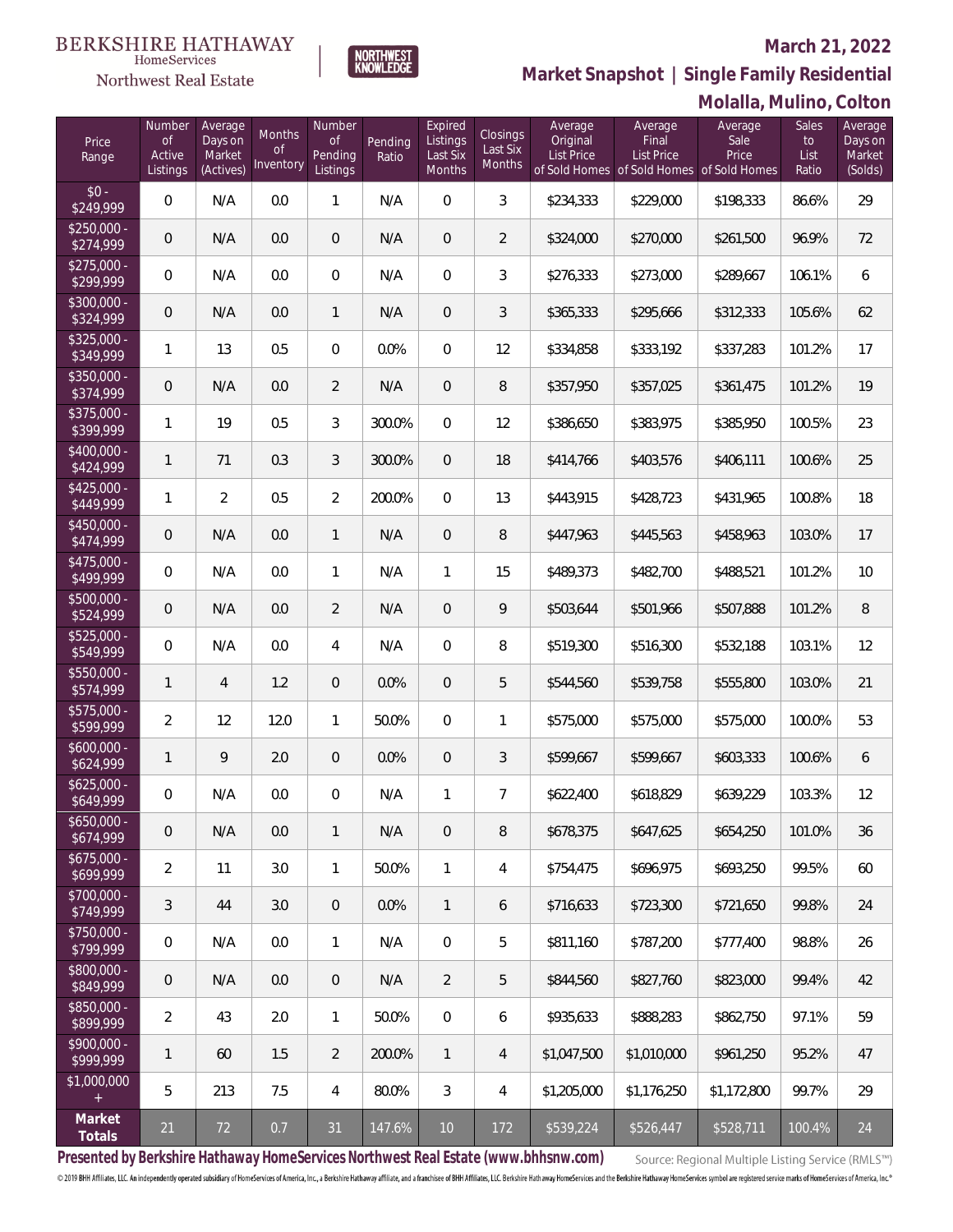BERKSHIRE HATHAWAY HomeServices Northwest Real Estate

NORTHWEST KNOWLEDGE

**March 21, 2022**

**Market Snapshot | Single Family Residential**

**Molalla, Mulino, Colton**

| Price Range | Number of Active Listings | Average Days on Market (Actives) | Months of Inventory | Number of Pending Listings | Pending Ratio | Expired Listings Last Six Months | Closings Last Six Months | Average Original List Price of Sold Homes | Average Final List Price of Sold Homes | Average Sale Price of Sold Homes | Sales to List Ratio | Average Days on Market (Solds) |
|---|---|---|---|---|---|---|---|---|---|---|---|---|
| $0 - $249,999 | 0 | N/A | 0.0 | 1 | N/A | 0 | 3 | $234,333 | $229,000 | $198,333 | 86.6% | 29 |
| $250,000 - $274,999 | 0 | N/A | 0.0 | 0 | N/A | 0 | 2 | $324,000 | $270,000 | $261,500 | 96.9% | 72 |
| $275,000 - $299,999 | 0 | N/A | 0.0 | 0 | N/A | 0 | 3 | $276,333 | $273,000 | $289,667 | 106.1% | 6 |
| $300,000 - $324,999 | 0 | N/A | 0.0 | 1 | N/A | 0 | 3 | $365,333 | $295,666 | $312,333 | 105.6% | 62 |
| $325,000 - $349,999 | 1 | 13 | 0.5 | 0 | 0.0% | 0 | 12 | $334,858 | $333,192 | $337,283 | 101.2% | 17 |
| $350,000 - $374,999 | 0 | N/A | 0.0 | 2 | N/A | 0 | 8 | $357,950 | $357,025 | $361,475 | 101.2% | 19 |
| $375,000 - $399,999 | 1 | 19 | 0.5 | 3 | 300.0% | 0 | 12 | $386,650 | $383,975 | $385,950 | 100.5% | 23 |
| $400,000 - $424,999 | 1 | 71 | 0.3 | 3 | 300.0% | 0 | 18 | $414,766 | $403,576 | $406,111 | 100.6% | 25 |
| $425,000 - $449,999 | 1 | 2 | 0.5 | 2 | 200.0% | 0 | 13 | $443,915 | $428,723 | $431,965 | 100.8% | 18 |
| $450,000 - $474,999 | 0 | N/A | 0.0 | 1 | N/A | 0 | 8 | $447,963 | $445,563 | $458,963 | 103.0% | 17 |
| $475,000 - $499,999 | 0 | N/A | 0.0 | 1 | N/A | 1 | 15 | $489,373 | $482,700 | $488,521 | 101.2% | 10 |
| $500,000 - $524,999 | 0 | N/A | 0.0 | 2 | N/A | 0 | 9 | $503,644 | $501,966 | $507,888 | 101.2% | 8 |
| $525,000 - $549,999 | 0 | N/A | 0.0 | 4 | N/A | 0 | 8 | $519,300 | $516,300 | $532,188 | 103.1% | 12 |
| $550,000 - $574,999 | 1 | 4 | 1.2 | 0 | 0.0% | 0 | 5 | $544,560 | $539,758 | $555,800 | 103.0% | 21 |
| $575,000 - $599,999 | 2 | 12 | 12.0 | 1 | 50.0% | 0 | 1 | $575,000 | $575,000 | $575,000 | 100.0% | 53 |
| $600,000 - $624,999 | 1 | 9 | 2.0 | 0 | 0.0% | 0 | 3 | $599,667 | $599,667 | $603,333 | 100.6% | 6 |
| $625,000 - $649,999 | 0 | N/A | 0.0 | 0 | N/A | 1 | 7 | $622,400 | $618,829 | $639,229 | 103.3% | 12 |
| $650,000 - $674,999 | 0 | N/A | 0.0 | 1 | N/A | 0 | 8 | $678,375 | $647,625 | $654,250 | 101.0% | 36 |
| $675,000 - $699,999 | 2 | 11 | 3.0 | 1 | 50.0% | 1 | 4 | $754,475 | $696,975 | $693,250 | 99.5% | 60 |
| $700,000 - $749,999 | 3 | 44 | 3.0 | 0 | 0.0% | 1 | 6 | $716,633 | $723,300 | $721,650 | 99.8% | 24 |
| $750,000 - $799,999 | 0 | N/A | 0.0 | 1 | N/A | 0 | 5 | $811,160 | $787,200 | $777,400 | 98.8% | 26 |
| $800,000 - $849,999 | 0 | N/A | 0.0 | 0 | N/A | 2 | 5 | $844,560 | $827,760 | $823,000 | 99.4% | 42 |
| $850,000 - $899,999 | 2 | 43 | 2.0 | 1 | 50.0% | 0 | 6 | $935,633 | $888,283 | $862,750 | 97.1% | 59 |
| $900,000 - $999,999 | 1 | 60 | 1.5 | 2 | 200.0% | 1 | 4 | $1,047,500 | $1,010,000 | $961,250 | 95.2% | 47 |
| $1,000,000 + | 5 | 213 | 7.5 | 4 | 80.0% | 3 | 4 | $1,205,000 | $1,176,250 | $1,172,800 | 99.7% | 29 |
| **Market Totals** | 21 | 72 | 0.7 | 31 | 147.6% | 10 | 172 | $539,224 | $526,447 | $528,711 | 100.4% | 24 |

**Presented by Berkshire Hathaway HomeServices Northwest Real Estate (www.bhhsnw.com)**

Source: Regional Multiple Listing Service (RMLS™)

© 2019 BHH Affiliates, LLC. An independently operated subsidiary of HomeServices of America, Inc., a Berkshire Hathaway affiliate, and a franchisee of BHH Affiliates, LLC. Berkshire Hathaway HomeServices and the Berkshire Hathaway HomeServices symbol are registered service marks of HomeServices of America, Inc.®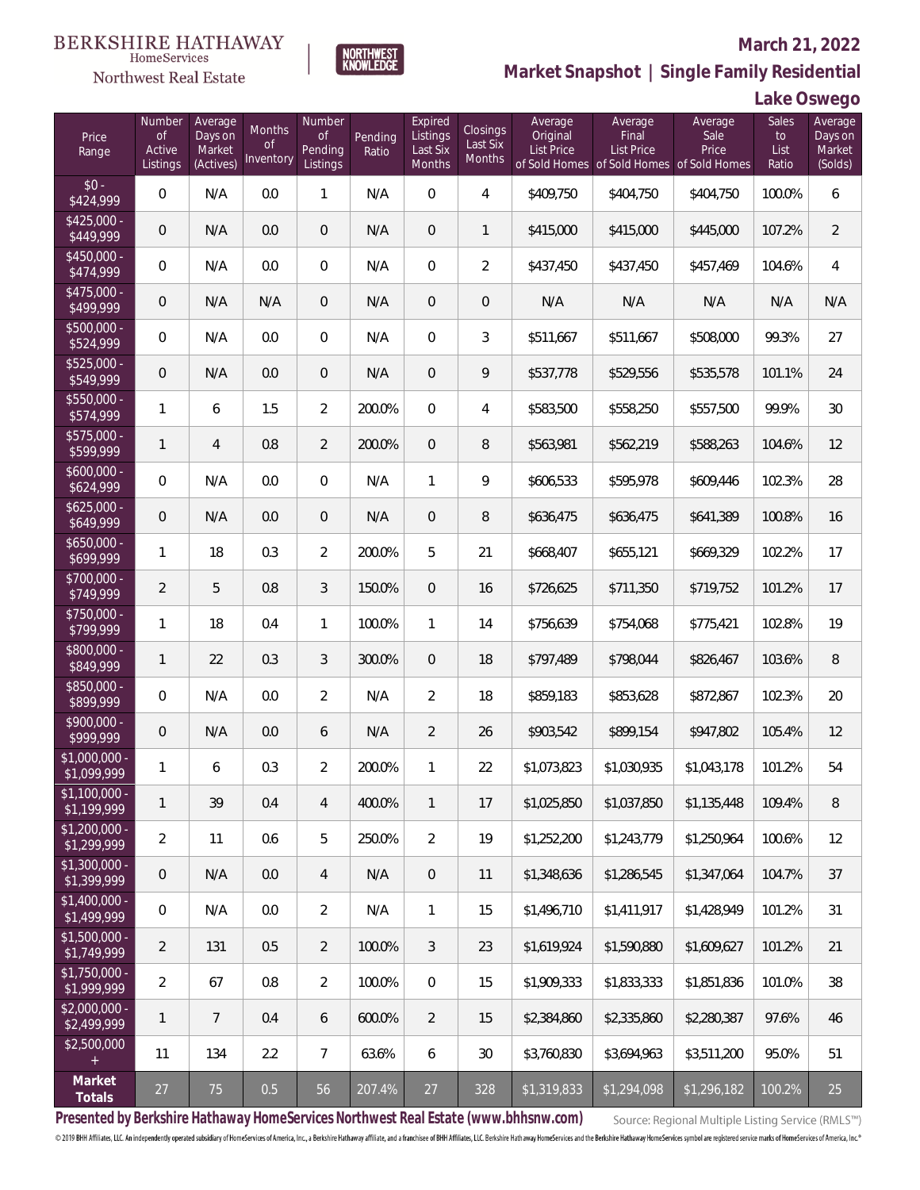BERKSHIRE HATHAWAY HomeServices Northwest Real Estate

NORTHWEST KNOWLEDGE

**March 21, 2022**

**Market Snapshot | Single Family Residential**

**Lake Oswego**

| Price Range | Number of Active Listings | Average Days on Market (Actives) | Months of Inventory | Number of Pending Listings | Pending Ratio | Expired Listings Last Six Months | Closings Last Six Months | Average Original List Price of Sold Homes | Average Final List Price of Sold Homes | Average Sale Price of Sold Homes | Sales to List Ratio | Average Days on Market (Solds) |
|---|---|---|---|---|---|---|---|---|---|---|---|---|
| $0 - $424,999 | 0 | N/A | 0.0 | 1 | N/A | 0 | 4 | $409,750 | $404,750 | $404,750 | 100.0% | 6 |
| $425,000 - $449,999 | 0 | N/A | 0.0 | 0 | N/A | 0 | 1 | $415,000 | $415,000 | $445,000 | 107.2% | 2 |
| $450,000 - $474,999 | 0 | N/A | 0.0 | 0 | N/A | 0 | 2 | $437,450 | $437,450 | $457,469 | 104.6% | 4 |
| $475,000 - $499,999 | 0 | N/A | N/A | 0 | N/A | 0 | 0 | N/A | N/A | N/A | N/A | N/A |
| $500,000 - $524,999 | 0 | N/A | 0.0 | 0 | N/A | 0 | 3 | $511,667 | $511,667 | $508,000 | 99.3% | 27 |
| $525,000 - $549,999 | 0 | N/A | 0.0 | 0 | N/A | 0 | 9 | $537,778 | $529,556 | $535,578 | 101.1% | 24 |
| $550,000 - $574,999 | 1 | 6 | 1.5 | 2 | 200.0% | 0 | 4 | $583,500 | $558,250 | $557,500 | 99.9% | 30 |
| $575,000 - $599,999 | 1 | 4 | 0.8 | 2 | 200.0% | 0 | 8 | $563,981 | $562,219 | $588,263 | 104.6% | 12 |
| $600,000 - $624,999 | 0 | N/A | 0.0 | 0 | N/A | 1 | 9 | $606,533 | $595,978 | $609,446 | 102.3% | 28 |
| $625,000 - $649,999 | 0 | N/A | 0.0 | 0 | N/A | 0 | 8 | $636,475 | $636,475 | $641,389 | 100.8% | 16 |
| $650,000 - $699,999 | 1 | 18 | 0.3 | 2 | 200.0% | 5 | 21 | $668,407 | $655,121 | $669,329 | 102.2% | 17 |
| $700,000 - $749,999 | 2 | 5 | 0.8 | 3 | 150.0% | 0 | 16 | $726,625 | $711,350 | $719,752 | 101.2% | 17 |
| $750,000 - $799,999 | 1 | 18 | 0.4 | 1 | 100.0% | 1 | 14 | $756,639 | $754,068 | $775,421 | 102.8% | 19 |
| $800,000 - $849,999 | 1 | 22 | 0.3 | 3 | 300.0% | 0 | 18 | $797,489 | $798,044 | $826,467 | 103.6% | 8 |
| $850,000 - $899,999 | 0 | N/A | 0.0 | 2 | N/A | 2 | 18 | $859,183 | $853,628 | $872,867 | 102.3% | 20 |
| $900,000 - $999,999 | 0 | N/A | 0.0 | 6 | N/A | 2 | 26 | $903,542 | $899,154 | $947,802 | 105.4% | 12 |
| $1,000,000 - $1,099,999 | 1 | 6 | 0.3 | 2 | 200.0% | 1 | 22 | $1,073,823 | $1,030,935 | $1,043,178 | 101.2% | 54 |
| $1,100,000 - $1,199,999 | 1 | 39 | 0.4 | 4 | 400.0% | 1 | 17 | $1,025,850 | $1,037,850 | $1,135,448 | 109.4% | 8 |
| $1,200,000 - $1,299,999 | 2 | 11 | 0.6 | 5 | 250.0% | 2 | 19 | $1,252,200 | $1,243,779 | $1,250,964 | 100.6% | 12 |
| $1,300,000 - $1,399,999 | 0 | N/A | 0.0 | 4 | N/A | 0 | 11 | $1,348,636 | $1,286,545 | $1,347,064 | 104.7% | 37 |
| $1,400,000 - $1,499,999 | 0 | N/A | 0.0 | 2 | N/A | 1 | 15 | $1,496,710 | $1,411,917 | $1,428,949 | 101.2% | 31 |
| $1,500,000 - $1,749,999 | 2 | 131 | 0.5 | 2 | 100.0% | 3 | 23 | $1,619,924 | $1,590,880 | $1,609,627 | 101.2% | 21 |
| $1,750,000 - $1,999,999 | 2 | 67 | 0.8 | 2 | 100.0% | 0 | 15 | $1,909,333 | $1,833,333 | $1,851,836 | 101.0% | 38 |
| $2,000,000 - $2,499,999 | 1 | 7 | 0.4 | 6 | 600.0% | 2 | 15 | $2,384,860 | $2,335,860 | $2,280,387 | 97.6% | 46 |
| $2,500,000 + | 11 | 134 | 2.2 | 7 | 63.6% | 6 | 30 | $3,760,830 | $3,694,963 | $3,511,200 | 95.0% | 51 |
| **Market Totals** | 27 | 75 | 0.5 | 56 | 207.4% | 27 | 328 | $1,319,833 | $1,294,098 | $1,296,182 | 100.2% | 25 |

**Presented by Berkshire Hathaway HomeServices Northwest Real Estate (www.bhhsnw.com)**

Source: Regional Multiple Listing Service (RMLS™)

© 2019 BHH Affiliates, LLC. An independently operated subsidiary of HomeServices of America, Inc., a Berkshire Hathaway affiliate, and a franchisee of BHH Affiliates, LLC. Berkshire Hathaway HomeServices and the Berkshire Hathaway HomeServices symbol are registered service marks of HomeServices of America, Inc.®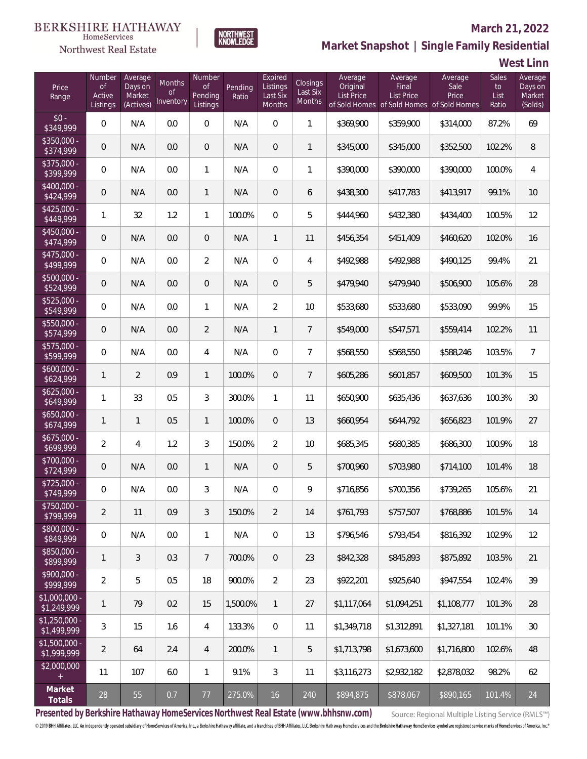BERKSHIRE HATHAWAY HomeServices Northwest Real Estate

NORTHWEST KNOWLEDGE

## March 21, 2022

## Market Snapshot | Single Family Residential

## West Linn

| Price Range | Number of Active Listings | Average Days on Market (Actives) | Months of Inventory | Number of Pending Listings | Pending Ratio | Expired Listings Last Six Months | Closings Last Six Months | Average Original List Price of Sold Homes | Average Final List Price of Sold Homes | Average Sale Price of Sold Homes | Sales to List Ratio | Average Days on Market (Solds) |
|---|---|---|---|---|---|---|---|---|---|---|---|---|
| $0 - $349,999 | 0 | N/A | 0.0 | 0 | N/A | 0 | 1 | $369,900 | $359,900 | $314,000 | 87.2% | 69 |
| $350,000 - $374,999 | 0 | N/A | 0.0 | 0 | N/A | 0 | 1 | $345,000 | $345,000 | $352,500 | 102.2% | 8 |
| $375,000 - $399,999 | 0 | N/A | 0.0 | 1 | N/A | 0 | 1 | $390,000 | $390,000 | $390,000 | 100.0% | 4 |
| $400,000 - $424,999 | 0 | N/A | 0.0 | 1 | N/A | 0 | 6 | $438,300 | $417,783 | $413,917 | 99.1% | 10 |
| $425,000 - $449,999 | 1 | 32 | 1.2 | 1 | 100.0% | 0 | 5 | $444,960 | $432,380 | $434,400 | 100.5% | 12 |
| $450,000 - $474,999 | 0 | N/A | 0.0 | 0 | N/A | 1 | 11 | $456,354 | $451,409 | $460,620 | 102.0% | 16 |
| $475,000 - $499,999 | 0 | N/A | 0.0 | 2 | N/A | 0 | 4 | $492,988 | $492,988 | $490,125 | 99.4% | 21 |
| $500,000 - $524,999 | 0 | N/A | 0.0 | 0 | N/A | 0 | 5 | $479,940 | $479,940 | $506,900 | 105.6% | 28 |
| $525,000 - $549,999 | 0 | N/A | 0.0 | 1 | N/A | 2 | 10 | $533,680 | $533,680 | $533,090 | 99.9% | 15 |
| $550,000 - $574,999 | 0 | N/A | 0.0 | 2 | N/A | 1 | 7 | $549,000 | $547,571 | $559,414 | 102.2% | 11 |
| $575,000 - $599,999 | 0 | N/A | 0.0 | 4 | N/A | 0 | 7 | $568,550 | $568,550 | $588,246 | 103.5% | 7 |
| $600,000 - $624,999 | 1 | 2 | 0.9 | 1 | 100.0% | 0 | 7 | $605,286 | $601,857 | $609,500 | 101.3% | 15 |
| $625,000 - $649,999 | 1 | 33 | 0.5 | 3 | 300.0% | 1 | 11 | $650,900 | $635,436 | $637,636 | 100.3% | 30 |
| $650,000 - $674,999 | 1 | 1 | 0.5 | 1 | 100.0% | 0 | 13 | $660,954 | $644,792 | $656,823 | 101.9% | 27 |
| $675,000 - $699,999 | 2 | 4 | 1.2 | 3 | 150.0% | 2 | 10 | $685,345 | $680,385 | $686,300 | 100.9% | 18 |
| $700,000 - $724,999 | 0 | N/A | 0.0 | 1 | N/A | 0 | 5 | $700,960 | $703,980 | $714,100 | 101.4% | 18 |
| $725,000 - $749,999 | 0 | N/A | 0.0 | 3 | N/A | 0 | 9 | $716,856 | $700,356 | $739,265 | 105.6% | 21 |
| $750,000 - $799,999 | 2 | 11 | 0.9 | 3 | 150.0% | 2 | 14 | $761,793 | $757,507 | $768,886 | 101.5% | 14 |
| $800,000 - $849,999 | 0 | N/A | 0.0 | 1 | N/A | 0 | 13 | $796,546 | $793,454 | $816,392 | 102.9% | 12 |
| $850,000 - $899,999 | 1 | 3 | 0.3 | 7 | 700.0% | 0 | 23 | $842,328 | $845,893 | $875,892 | 103.5% | 21 |
| $900,000 - $999,999 | 2 | 5 | 0.5 | 18 | 900.0% | 2 | 23 | $922,201 | $925,640 | $947,554 | 102.4% | 39 |
| $1,000,000 - $1,249,999 | 1 | 79 | 0.2 | 15 | 1,500.0% | 1 | 27 | $1,117,064 | $1,094,251 | $1,108,777 | 101.3% | 28 |
| $1,250,000 - $1,499,999 | 3 | 15 | 1.6 | 4 | 133.3% | 0 | 11 | $1,349,718 | $1,312,891 | $1,327,181 | 101.1% | 30 |
| $1,500,000 - $1,999,999 | 2 | 64 | 2.4 | 4 | 200.0% | 1 | 5 | $1,713,798 | $1,673,600 | $1,716,800 | 102.6% | 48 |
| $2,000,000 + | 11 | 107 | 6.0 | 1 | 9.1% | 3 | 11 | $3,116,273 | $2,932,182 | $2,878,032 | 98.2% | 62 |
| **Market Totals** | 28 | 55 | 0.7 | 77 | 275.0% | 16 | 240 | $894,875 | $878,067 | $890,165 | 101.4% | 24 |

**Presented by Berkshire Hathaway HomeServices Northwest Real Estate (www.bhhsnw.com)**

Source: Regional Multiple Listing Service (RMLS™)

© 2019 BHH Affiliates, LLC. An independently operated subsidiary of HomeServices of America, Inc., a Berkshire Hathaway affiliate, and a franchisee of BHH Affiliates, LLC. Berkshire Hathaway HomeServices and the Berkshire Hathaway HomeServices symbol are registered service marks of HomeServices of America, Inc.®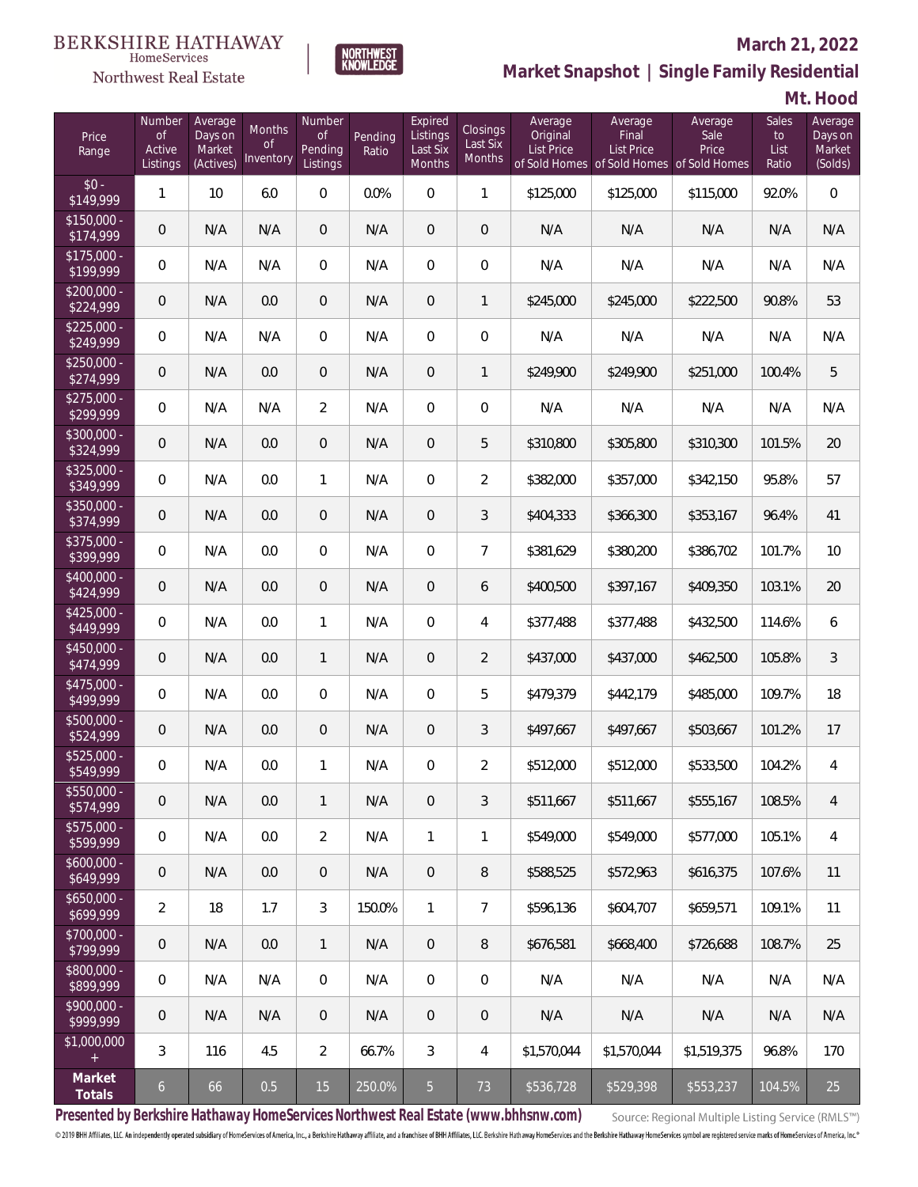BERKSHIRE HATHAWAY HomeServices Northwest Real Estate

NORTHWEST KNOWLEDGE

**March 21, 2022**

## Market Snapshot | Single Family Residential

### Mt. Hood

| Price Range | Number of Active Listings | Average Days on Market (Actives) | Months of Inventory | Number of Pending Listings | Pending Ratio | Expired Listings Last Six Months | Closings Last Six Months | Average Original List Price of Sold Homes | Average Final List Price of Sold Homes | Average Sale Price of Sold Homes | Sales to List Ratio | Average Days on Market (Solds) |
|---|---|---|---|---|---|---|---|---|---|---|---|---|
| $0 - $149,999 | 1 | 10 | 6.0 | 0 | 0.0% | 0 | 1 | $125,000 | $125,000 | $115,000 | 92.0% | 0 |
| $150,000 - $174,999 | 0 | N/A | N/A | 0 | N/A | 0 | 0 | N/A | N/A | N/A | N/A | N/A |
| $175,000 - $199,999 | 0 | N/A | N/A | 0 | N/A | 0 | 0 | N/A | N/A | N/A | N/A | N/A |
| $200,000 - $224,999 | 0 | N/A | 0.0 | 0 | N/A | 0 | 1 | $245,000 | $245,000 | $222,500 | 90.8% | 53 |
| $225,000 - $249,999 | 0 | N/A | N/A | 0 | N/A | 0 | 0 | N/A | N/A | N/A | N/A | N/A |
| $250,000 - $274,999 | 0 | N/A | 0.0 | 0 | N/A | 0 | 1 | $249,900 | $249,900 | $251,000 | 100.4% | 5 |
| $275,000 - $299,999 | 0 | N/A | N/A | 2 | N/A | 0 | 0 | N/A | N/A | N/A | N/A | N/A |
| $300,000 - $324,999 | 0 | N/A | 0.0 | 0 | N/A | 0 | 5 | $310,800 | $305,800 | $310,300 | 101.5% | 20 |
| $325,000 - $349,999 | 0 | N/A | 0.0 | 1 | N/A | 0 | 2 | $382,000 | $357,000 | $342,150 | 95.8% | 57 |
| $350,000 - $374,999 | 0 | N/A | 0.0 | 0 | N/A | 0 | 3 | $404,333 | $366,300 | $353,167 | 96.4% | 41 |
| $375,000 - $399,999 | 0 | N/A | 0.0 | 0 | N/A | 0 | 7 | $381,629 | $380,200 | $386,702 | 101.7% | 10 |
| $400,000 - $424,999 | 0 | N/A | 0.0 | 0 | N/A | 0 | 6 | $400,500 | $397,167 | $409,350 | 103.1% | 20 |
| $425,000 - $449,999 | 0 | N/A | 0.0 | 1 | N/A | 0 | 4 | $377,488 | $377,488 | $432,500 | 114.6% | 6 |
| $450,000 - $474,999 | 0 | N/A | 0.0 | 1 | N/A | 0 | 2 | $437,000 | $437,000 | $462,500 | 105.8% | 3 |
| $475,000 - $499,999 | 0 | N/A | 0.0 | 0 | N/A | 0 | 5 | $479,379 | $442,179 | $485,000 | 109.7% | 18 |
| $500,000 - $524,999 | 0 | N/A | 0.0 | 0 | N/A | 0 | 3 | $497,667 | $497,667 | $503,667 | 101.2% | 17 |
| $525,000 - $549,999 | 0 | N/A | 0.0 | 1 | N/A | 0 | 2 | $512,000 | $512,000 | $533,500 | 104.2% | 4 |
| $550,000 - $574,999 | 0 | N/A | 0.0 | 1 | N/A | 0 | 3 | $511,667 | $511,667 | $555,167 | 108.5% | 4 |
| $575,000 - $599,999 | 0 | N/A | 0.0 | 2 | N/A | 1 | 1 | $549,000 | $549,000 | $577,000 | 105.1% | 4 |
| $600,000 - $649,999 | 0 | N/A | 0.0 | 0 | N/A | 0 | 8 | $588,525 | $572,963 | $616,375 | 107.6% | 11 |
| $650,000 - $699,999 | 2 | 18 | 1.7 | 3 | 150.0% | 1 | 7 | $596,136 | $604,707 | $659,571 | 109.1% | 11 |
| $700,000 - $799,999 | 0 | N/A | 0.0 | 1 | N/A | 0 | 8 | $676,581 | $668,400 | $726,688 | 108.7% | 25 |
| $800,000 - $899,999 | 0 | N/A | N/A | 0 | N/A | 0 | 0 | N/A | N/A | N/A | N/A | N/A |
| $900,000 - $999,999 | 0 | N/A | N/A | 0 | N/A | 0 | 0 | N/A | N/A | N/A | N/A | N/A |
| $1,000,000 + | 3 | 116 | 4.5 | 2 | 66.7% | 3 | 4 | $1,570,044 | $1,570,044 | $1,519,375 | 96.8% | 170 |
| **Market Totals** | 6 | 66 | 0.5 | 15 | 250.0% | 5 | 73 | $536,728 | $529,398 | $553,237 | 104.5% | 25 |

**Presented by Berkshire Hathaway HomeServices Northwest Real Estate (www.bhhsnw.com)**

Source: Regional Multiple Listing Service (RMLS™)

© 2019 BHH Affiliates, LLC. An independently operated subsidiary of HomeServices of America, Inc., a Berkshire Hathaway affiliate, and a franchisee of BHH Affiliates, LLC. Berkshire Hathaway HomeServices and the Berkshire Hathaway HomeServices symbol are registered service marks of HomeServices of America, Inc.®